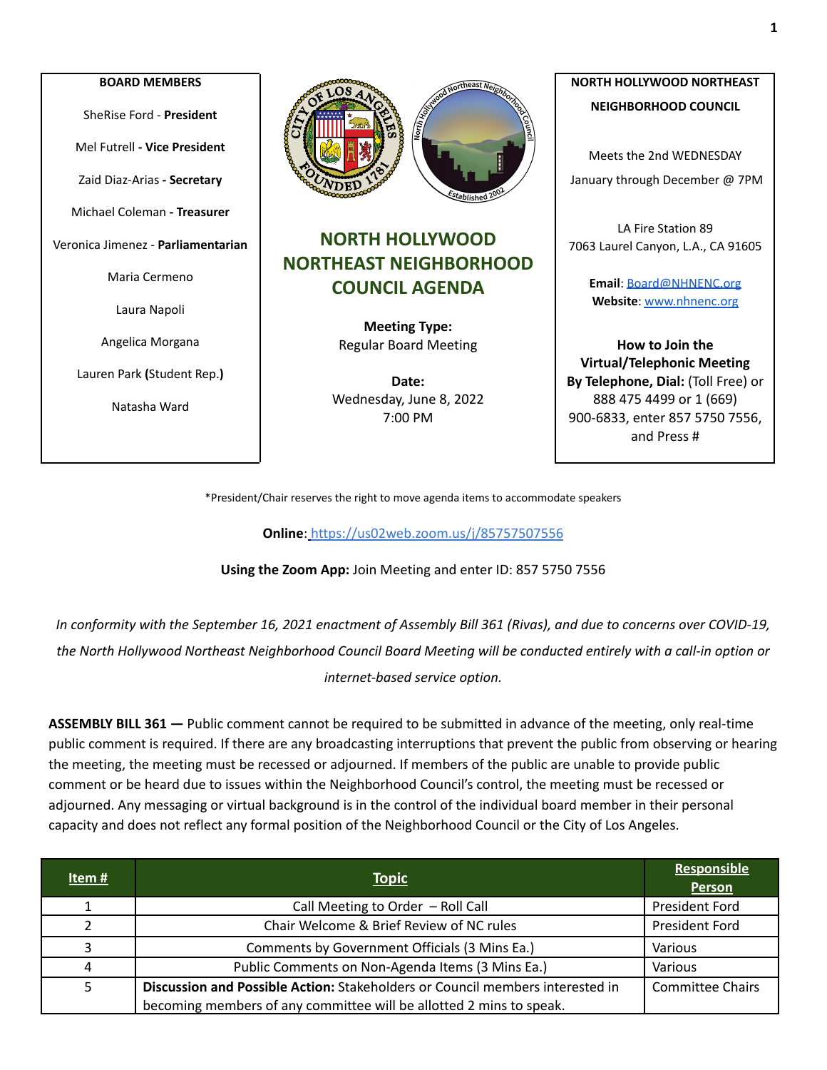**BOARD MEMBERS**

SheRise Ford - **President**

Mel Futrell **- Vice President**

Zaid Diaz-Arias **- Secretary**

Michael Coleman **- Treasurer**

Veronica Jimenez - **Parliamentarian**

Maria Cermeno

Laura Napoli

Angelica Morgana

Lauren Park **(**Student Rep.**)**

Natasha Ward

# NORTH HOLLYWOOD NORTHEAST NEIGHBORHOOD COUNCIL AGENDA

**Meeting Type:**
Regular Board Meeting

**Date:**
Wednesday, June 8, 2022
7:00 PM

**NORTH HOLLYWOOD NORTHEAST NEIGHBORHOOD COUNCIL**

Meets the 2nd WEDNESDAY

January through December @ 7PM

LA Fire Station 89
7063 Laurel Canyon, L.A., CA 91605

**Email**: Board@NHNENC.org
**Website**: www.nhnenc.org

**How to Join the Virtual/Telephonic Meeting**
**By Telephone, Dial:** (Toll Free) or 888 475 4499 or 1 (669) 900-6833, enter 857 5750 7556, and Press #

*President/Chair reserves the right to move agenda items to accommodate speakers

**Online**: https://us02web.zoom.us/j/85757507556

**Using the Zoom App:** Join Meeting and enter ID: 857 5750 7556

*In conformity with the September 16, 2021 enactment of Assembly Bill 361 (Rivas), and due to concerns over COVID-19, the North Hollywood Northeast Neighborhood Council Board Meeting will be conducted entirely with a call-in option or internet-based service option.*

**ASSEMBLY BILL 361 —** Public comment cannot be required to be submitted in advance of the meeting, only real-time public comment is required. If there are any broadcasting interruptions that prevent the public from observing or hearing the meeting, the meeting must be recessed or adjourned. If members of the public are unable to provide public comment or be heard due to issues within the Neighborhood Council's control, the meeting must be recessed or adjourned. Any messaging or virtual background is in the control of the individual board member in their personal capacity and does not reflect any formal position of the Neighborhood Council or the City of Los Angeles.

| Item # | Topic | Responsible Person |
|---|---|---|
| 1 | Call Meeting to Order – Roll Call | President Ford |
| 2 | Chair Welcome & Brief Review of NC rules | President Ford |
| 3 | Comments by Government Officials (3 Mins Ea.) | Various |
| 4 | Public Comments on Non-Agenda Items (3 Mins Ea.) | Various |
| 5 | **Discussion and Possible Action:** Stakeholders or Council members interested in becoming members of any committee will be allotted 2 mins to speak. | Committee Chairs |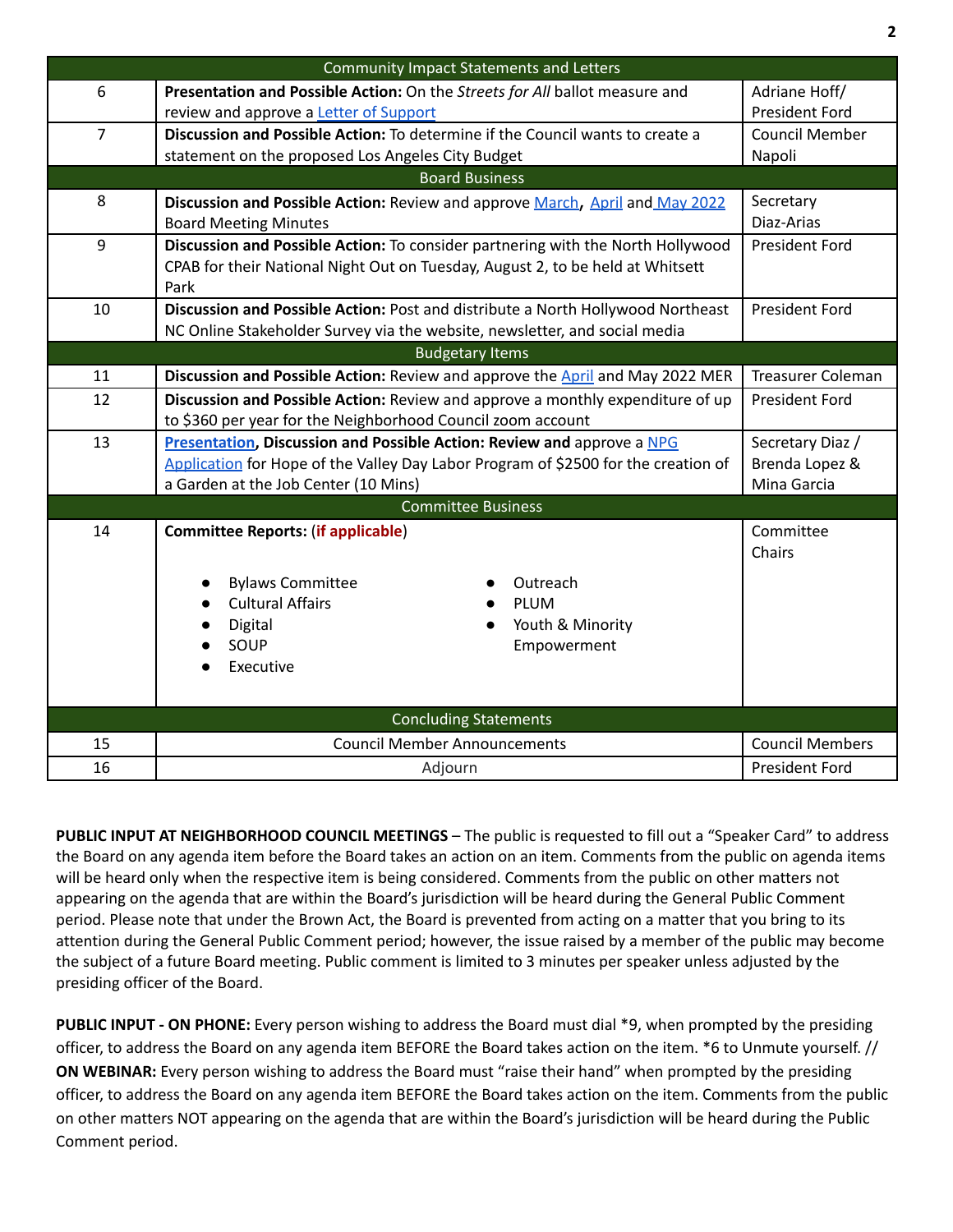| | Community Impact Statements and Letters | |
|---|---|---|
| 6 | **Presentation and Possible Action:** On the *Streets for All* ballot measure and review and approve a Letter of Support | Adriane Hoff/ President Ford |
| 7 | **Discussion and Possible Action:** To determine if the Council wants to create a statement on the proposed Los Angeles City Budget | Council Member Napoli |
| | **Board Business** | |
| 8 | **Discussion and Possible Action:** Review and approve March, April and May 2022 Board Meeting Minutes | Secretary Diaz-Arias |
| 9 | **Discussion and Possible Action:** To consider partnering with the North Hollywood CPAB for their National Night Out on Tuesday, August 2, to be held at Whitsett Park | President Ford |
| 10 | **Discussion and Possible Action:** Post and distribute a North Hollywood Northeast NC Online Stakeholder Survey via the website, newsletter, and social media | President Ford |
| | **Budgetary Items** | |
| 11 | **Discussion and Possible Action:** Review and approve the April and May 2022 MER | Treasurer Coleman |
| 12 | **Discussion and Possible Action:** Review and approve a monthly expenditure of up to $360 per year for the Neighborhood Council zoom account | President Ford |
| 13 | **Presentation, Discussion and Possible Action: Review and** approve a NPG Application for Hope of the Valley Day Labor Program of $2500 for the creation of a Garden at the Job Center (10 Mins) | Secretary Diaz / Brenda Lopez & Mina Garcia |
| | **Committee Business** | |
| 14 | **Committee Reports:** (**if applicable**)<br><br>• Bylaws Committee<br>• Cultural Affairs<br>• Digital<br>• SOUP<br>• Executive<br>• Outreach<br>• PLUM<br>• Youth & Minority Empowerment | Committee Chairs |
| | **Concluding Statements** | |
| 15 | Council Member Announcements | Council Members |
| 16 | Adjourn | President Ford |

**PUBLIC INPUT AT NEIGHBORHOOD COUNCIL MEETINGS** – The public is requested to fill out a "Speaker Card" to address the Board on any agenda item before the Board takes an action on an item. Comments from the public on agenda items will be heard only when the respective item is being considered. Comments from the public on other matters not appearing on the agenda that are within the Board's jurisdiction will be heard during the General Public Comment period. Please note that under the Brown Act, the Board is prevented from acting on a matter that you bring to its attention during the General Public Comment period; however, the issue raised by a member of the public may become the subject of a future Board meeting. Public comment is limited to 3 minutes per speaker unless adjusted by the presiding officer of the Board.

**PUBLIC INPUT - ON PHONE:** Every person wishing to address the Board must dial *9, when prompted by the presiding officer, to address the Board on any agenda item BEFORE the Board takes action on the item. *6 to Unmute yourself. // **ON WEBINAR:** Every person wishing to address the Board must "raise their hand" when prompted by the presiding officer, to address the Board on any agenda item BEFORE the Board takes action on the item. Comments from the public on other matters NOT appearing on the agenda that are within the Board's jurisdiction will be heard during the Public Comment period.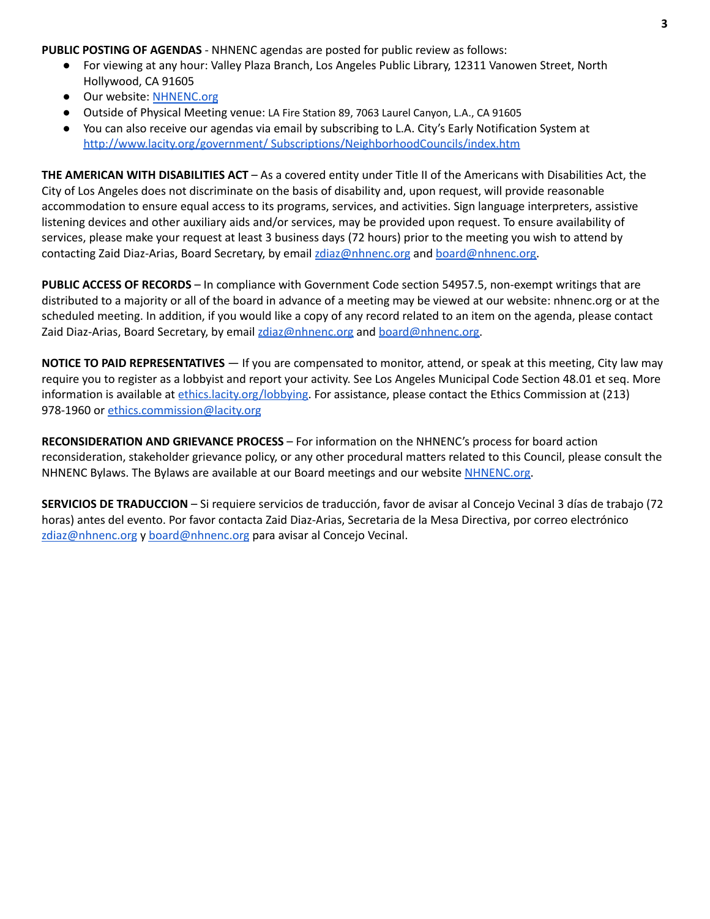**PUBLIC POSTING OF AGENDAS** - NHNENC agendas are posted for public review as follows:

- For viewing at any hour: Valley Plaza Branch, Los Angeles Public Library, 12311 Vanowen Street, North Hollywood, CA 91605
- Our website: [NHNENC.org](NHNENC.org)
- Outside of Physical Meeting venue: LA Fire Station 89, 7063 Laurel Canyon, L.A., CA 91605
- You can also receive our agendas via email by subscribing to L.A. City's Early Notification System at [http://www.lacity.org/government/ Subscriptions/NeighborhoodCouncils/index.htm](http://www.lacity.org/government/Subscriptions/NeighborhoodCouncils/index.htm)

**THE AMERICAN WITH DISABILITIES ACT** – As a covered entity under Title II of the Americans with Disabilities Act, the City of Los Angeles does not discriminate on the basis of disability and, upon request, will provide reasonable accommodation to ensure equal access to its programs, services, and activities. Sign language interpreters, assistive listening devices and other auxiliary aids and/or services, may be provided upon request. To ensure availability of services, please make your request at least 3 business days (72 hours) prior to the meeting you wish to attend by contacting Zaid Diaz-Arias, Board Secretary, by email zdiaz@nhnenc.org and board@nhnenc.org.

**PUBLIC ACCESS OF RECORDS** – In compliance with Government Code section 54957.5, non-exempt writings that are distributed to a majority or all of the board in advance of a meeting may be viewed at our website: nhnenc.org or at the scheduled meeting. In addition, if you would like a copy of any record related to an item on the agenda, please contact Zaid Diaz-Arias, Board Secretary, by email zdiaz@nhnenc.org and board@nhnenc.org.

**NOTICE TO PAID REPRESENTATIVES** — If you are compensated to monitor, attend, or speak at this meeting, City law may require you to register as a lobbyist and report your activity. See Los Angeles Municipal Code Section 48.01 et seq. More information is available at ethics.lacity.org/lobbying. For assistance, please contact the Ethics Commission at (213) 978-1960 or ethics.commission@lacity.org

**RECONSIDERATION AND GRIEVANCE PROCESS** – For information on the NHNENC's process for board action reconsideration, stakeholder grievance policy, or any other procedural matters related to this Council, please consult the NHNENC Bylaws. The Bylaws are available at our Board meetings and our website [NHNENC.org](NHNENC.org).

**SERVICIOS DE TRADUCCION** – Si requiere servicios de traducción, favor de avisar al Concejo Vecinal 3 días de trabajo (72 horas) antes del evento. Por favor contacta Zaid Diaz-Arias, Secretaria de la Mesa Directiva, por correo electrónico zdiaz@nhnenc.org y board@nhnenc.org para avisar al Concejo Vecinal.